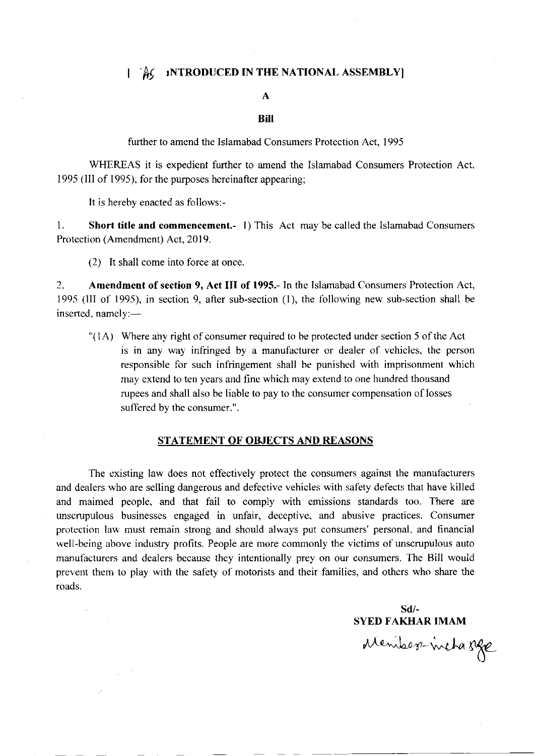[ AS INTRODUCED IN THE NATIONAL ASSEMBLY]

# A

# Bill

further to amend the Islamabad Consumers Protection Act, 1995

WHEREAS it is expedient further to amend the Islamabad Consumers Protection Act, 1995 (III of 1995), for the purposes hereinafter appearing;

It is hereby enacted as follows:-

1. **Short title and commencement.**- 1) This Act may be called the Islamabad Consumers Protection (Amendment) Act, 2019.

   (2) It shall come into force at once.

2. **Amendment of section 9, Act III of 1995.**- In the Islamabad Consumers Protection Act, 1995 (III of 1995), in section 9, after sub-section (1), the following new sub-section shall be inserted, namely:—

   "(1A) Where any right of consumer required to be protected under section 5 of the Act is in any way infringed by a manufacturer or dealer of vehicles, the person responsible for such infringement shall be punished with imprisonment which may extend to ten years and fine which may extend to one hundred thousand rupees and shall also be liable to pay to the consumer compensation of losses suffered by the consumer.".

## STATEMENT OF OBJECTS AND REASONS

The existing law does not effectively protect the consumers against the manufacturers and dealers who are selling dangerous and defective vehicles with safety defects that have killed and maimed people, and that fail to comply with emissions standards too. There are unscrupulous businesses engaged in unfair, deceptive, and abusive practices. Consumer protection law must remain strong and should always put consumers' personal, and financial well-being above industry profits. People are more commonly the victims of unscrupulous auto manufacturers and dealers because they intentionally prey on our consumers. The Bill would prevent them to play with the safety of motorists and their families, and others who share the roads.

**Sd/-**
**SYED FAKHAR IMAM**
Member-incharge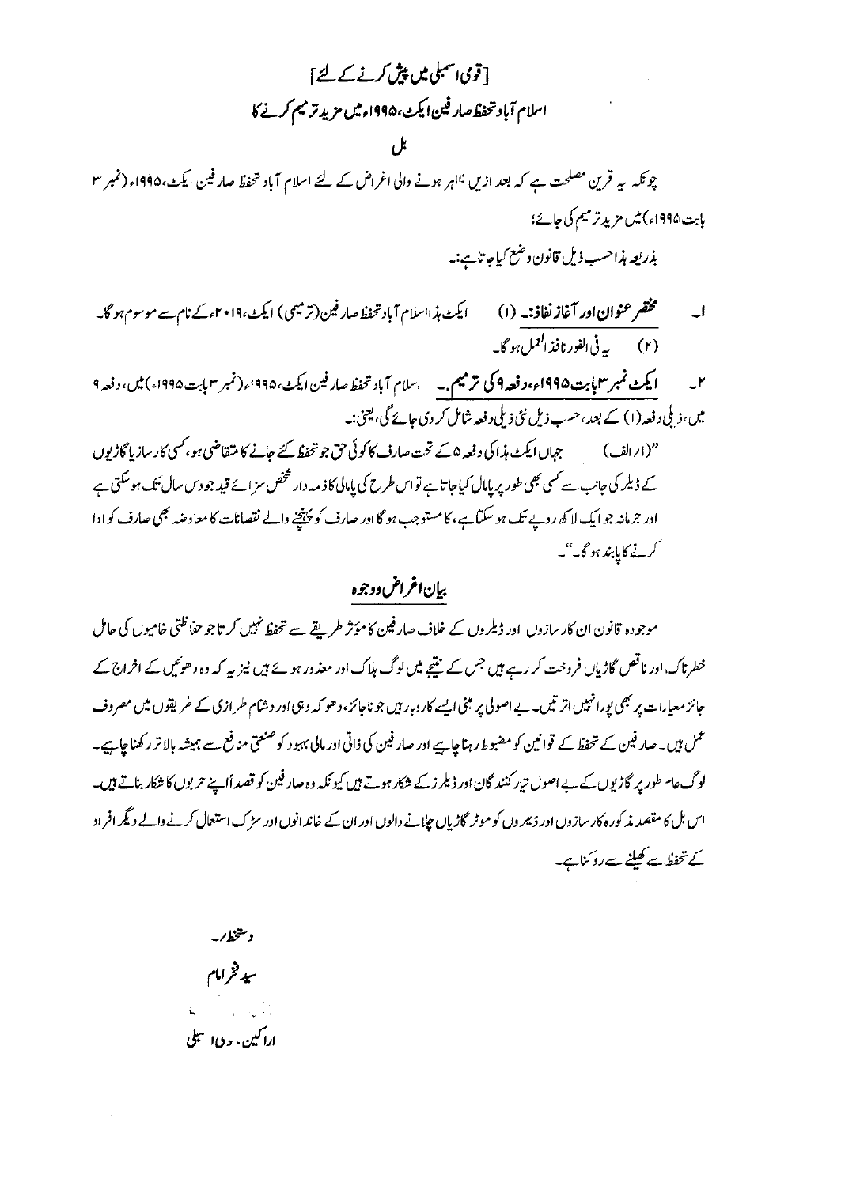[قومی اسمبلی میں پیش کرنے کے لئے]

اسلام آباد تحفظ صارفین ایکٹ، ۱۹۹۵ء میں مزید ترمیم کرنے کا

بل

چونکہ یہ قرین مصلحت ہے کہ بعد ازیں ظاہر ہونے والی اغراض کے لئے اسلام آباد تحفظ صارفین ایکٹ، ۱۹۹۵ء (نمبر ۳ بابت ۱۹۹۵ء) میں مزید ترمیم کی جائے؛

بذریعہ ہذا حسب ذیل قانون وضع کیا جاتا ہے:۔

۱۔ **مختصر عنوان اور آغاز نفاذ:۔** (۱) ایکٹ ہذا اسلام آباد تحفظ صارفین (ترمیمی) ایکٹ، ۲۰۱۹ء کے نام سے موسوم ہو گا۔

(۲) یہ فی الفور نافذ العمل ہو گا۔

۲۔ **ایکٹ نمبر ۳ بابت ۱۹۹۵ء، دفعہ ۹ کی ترمیم:۔** اسلام آباد تحفظ صارفین ایکٹ، ۱۹۹۵ء (نمبر ۳ بابت ۱۹۹۵ء) میں، دفعہ ۹ میں، ذیلی دفعہ (۱) کے بعد، حسب ذیل نئی ذیلی دفعہ شامل کر دی جائے گی، یعنی:۔

"(۱۔الف) جہاں ایکٹ ہذا کی دفعہ ۵ کے تحت صارف کا کوئی حق جو تحفظ کئے جانے کا متقاضی ہو، کسی کار ساز یا گاڑیوں کے ڈیلر کی جانب سے کسی بھی طور پر پامال کیا جاتا ہے تو اس طرح کی پامالی کا ذمہ دار شخص سزائے قید جو دس سال تک ہو سکتی ہے اور جرمانہ جو ایک لاکھ روپے تک ہو سکتا ہے، کا مستوجب ہو گا اور صارف کو پہنچنے والے نقصانات کا معاوضہ بھی صارف کو ادا کرنے کا پابند ہو گا"۔

## بیان اغراض و وجوہ

موجودہ قانون ان کار سازوں اور ڈیلروں کے خلاف صارفین کا مؤثر طریقے سے تحفظ نہیں کرتا جو حفاظتی خامیوں کی حامل خطرناک، اور ناقص گاڑیاں فروخت کر رہے ہیں جس کے نتیجے میں لوگ ہلاک اور معذور ہوئے ہیں نیز یہ کہ وہ دھوئیں کے اخراج کے جائز معیارات پر بھی پورا نہیں اترتیں۔ بے اصولی پر مبنی ایسے کاروبار ہیں جو ناجائز، دھوکہ دہی اور دشنام طرازی کے طریقوں میں مصروف عمل ہیں۔ صارفین کے تحفظ کے قوانین کو مضبوط رہنا چاہیے اور صارفین کی ذاتی اور مالی بہبود کو صنعتی منافع سے ہمیشہ بالاتر رکھنا چاہیے۔ لوگ عام طور پر گاڑیوں کے بے اصول تیار کنندگان اور ڈیلرز کے شکار ہوتے ہیں کیونکہ وہ صارفین کو قصداً اپنے حربوں کا شکار بناتے ہیں۔ اس بل کا مقصد مذکورہ کار سازوں اور ڈیلروں کو موٹر گاڑیاں چلانے والوں اور ان کے خاندانوں اور سڑک استعمال کرنے والے دیگر افراد کے تحفظ سے کھیلنے سے روکنا ہے۔

دستخط/-

سید فخر امام

اراکین۔ قومی اسمبلی